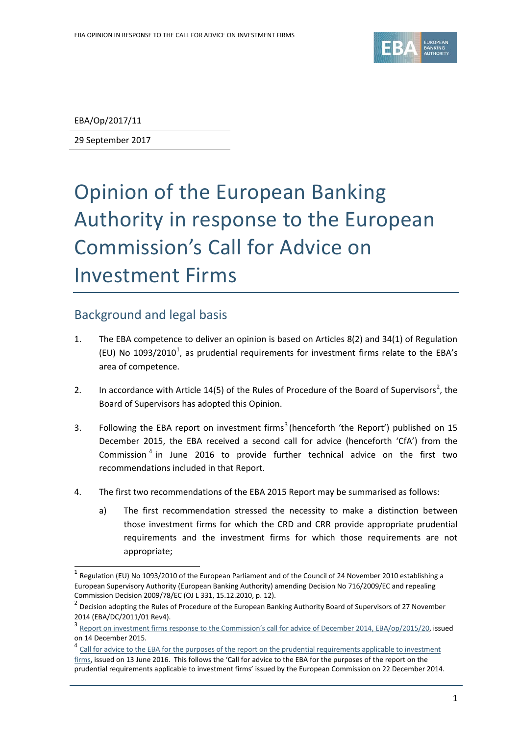EBA/Op/2017/11

29 September 2017

# Opinion of the European Banking Authority in response to the European Commission's Call for Advice on Investment Firms

## Background and legal basis

1. The EBA competence to deliver an opinion is based on Articles 8(2) and 34(1) of Regulation (EU) No 1093/2010[1], as prudential requirements for investment firms relate to the EBA's area of competence.

2. In accordance with Article 14(5) of the Rules of Procedure of the Board of Supervisors[2], the Board of Supervisors has adopted this Opinion.

3. Following the EBA report on investment firms[3] (henceforth 'the Report') published on 15 December 2015, the EBA received a second call for advice (henceforth 'CfA') from the Commission[4] in June 2016 to provide further technical advice on the first two recommendations included in that Report.

4. The first two recommendations of the EBA 2015 Report may be summarised as follows:

   a) The first recommendation stressed the necessity to make a distinction between those investment firms for which the CRD and CRR provide appropriate prudential requirements and the investment firms for which those requirements are not appropriate;

---

[1] Regulation (EU) No 1093/2010 of the European Parliament and of the Council of 24 November 2010 establishing a European Supervisory Authority (European Banking Authority) amending Decision No 716/2009/EC and repealing Commission Decision 2009/78/EC (OJ L 331, 15.12.2010, p. 12).

[2] Decision adopting the Rules of Procedure of the European Banking Authority Board of Supervisors of 27 November 2014 (EBA/DC/2011/01 Rev4).

[3] Report on investment firms response to the Commission's call for advice of December 2014, EBA/op/2015/20, issued on 14 December 2015.

[4] Call for advice to the EBA for the purposes of the report on the prudential requirements applicable to investment firms, issued on 13 June 2016. This follows the 'Call for advice to the EBA for the purposes of the report on the prudential requirements applicable to investment firms' issued by the European Commission on 22 December 2014.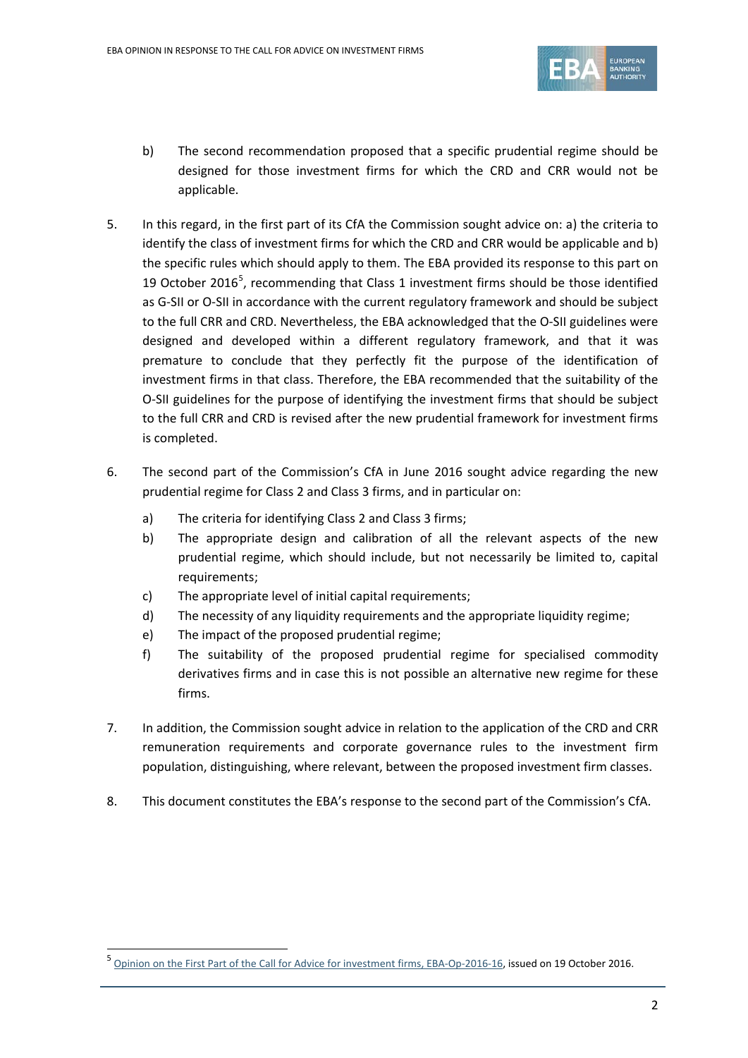b) The second recommendation proposed that a specific prudential regime should be designed for those investment firms for which the CRD and CRR would not be applicable.

5. In this regard, in the first part of its CfA the Commission sought advice on: a) the criteria to identify the class of investment firms for which the CRD and CRR would be applicable and b) the specific rules which should apply to them. The EBA provided its response to this part on 19 October 2016[5], recommending that Class 1 investment firms should be those identified as G-SII or O-SII in accordance with the current regulatory framework and should be subject to the full CRR and CRD. Nevertheless, the EBA acknowledged that the O-SII guidelines were designed and developed within a different regulatory framework, and that it was premature to conclude that they perfectly fit the purpose of the identification of investment firms in that class. Therefore, the EBA recommended that the suitability of the O-SII guidelines for the purpose of identifying the investment firms that should be subject to the full CRR and CRD is revised after the new prudential framework for investment firms is completed.

6. The second part of the Commission's CfA in June 2016 sought advice regarding the new prudential regime for Class 2 and Class 3 firms, and in particular on:

   a) The criteria for identifying Class 2 and Class 3 firms;
   b) The appropriate design and calibration of all the relevant aspects of the new prudential regime, which should include, but not necessarily be limited to, capital requirements;
   c) The appropriate level of initial capital requirements;
   d) The necessity of any liquidity requirements and the appropriate liquidity regime;
   e) The impact of the proposed prudential regime;
   f) The suitability of the proposed prudential regime for specialised commodity derivatives firms and in case this is not possible an alternative new regime for these firms.

7. In addition, the Commission sought advice in relation to the application of the CRD and CRR remuneration requirements and corporate governance rules to the investment firm population, distinguishing, where relevant, between the proposed investment firm classes.

8. This document constitutes the EBA's response to the second part of the Commission's CfA.

---

[5] Opinion on the First Part of the Call for Advice for investment firms, EBA-Op-2016-16, issued on 19 October 2016.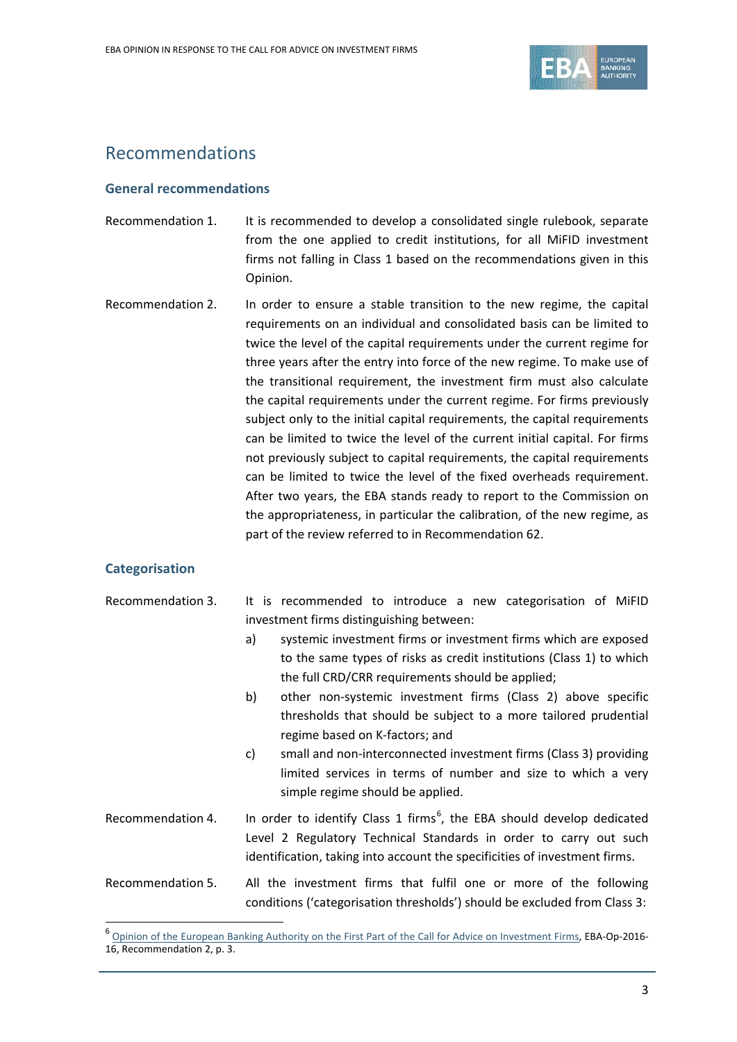## Recommendations

### General recommendations

Recommendation 1. It is recommended to develop a consolidated single rulebook, separate from the one applied to credit institutions, for all MiFID investment firms not falling in Class 1 based on the recommendations given in this Opinion.

Recommendation 2. In order to ensure a stable transition to the new regime, the capital requirements on an individual and consolidated basis can be limited to twice the level of the capital requirements under the current regime for three years after the entry into force of the new regime. To make use of the transitional requirement, the investment firm must also calculate the capital requirements under the current regime. For firms previously subject only to the initial capital requirements, the capital requirements can be limited to twice the level of the current initial capital. For firms not previously subject to capital requirements, the capital requirements can be limited to twice the level of the fixed overheads requirement. After two years, the EBA stands ready to report to the Commission on the appropriateness, in particular the calibration, of the new regime, as part of the review referred to in Recommendation 62.

### Categorisation

Recommendation 3. It is recommended to introduce a new categorisation of MiFID investment firms distinguishing between:

a) systemic investment firms or investment firms which are exposed to the same types of risks as credit institutions (Class 1) to which the full CRD/CRR requirements should be applied;

b) other non-systemic investment firms (Class 2) above specific thresholds that should be subject to a more tailored prudential regime based on K-factors; and

c) small and non-interconnected investment firms (Class 3) providing limited services in terms of number and size to which a very simple regime should be applied.

Recommendation 4. In order to identify Class 1 firms[6], the EBA should develop dedicated Level 2 Regulatory Technical Standards in order to carry out such identification, taking into account the specificities of investment firms.

Recommendation 5. All the investment firms that fulfil one or more of the following conditions ('categorisation thresholds') should be excluded from Class 3:

[6] Opinion of the European Banking Authority on the First Part of the Call for Advice on Investment Firms, EBA-Op-2016-16, Recommendation 2, p. 3.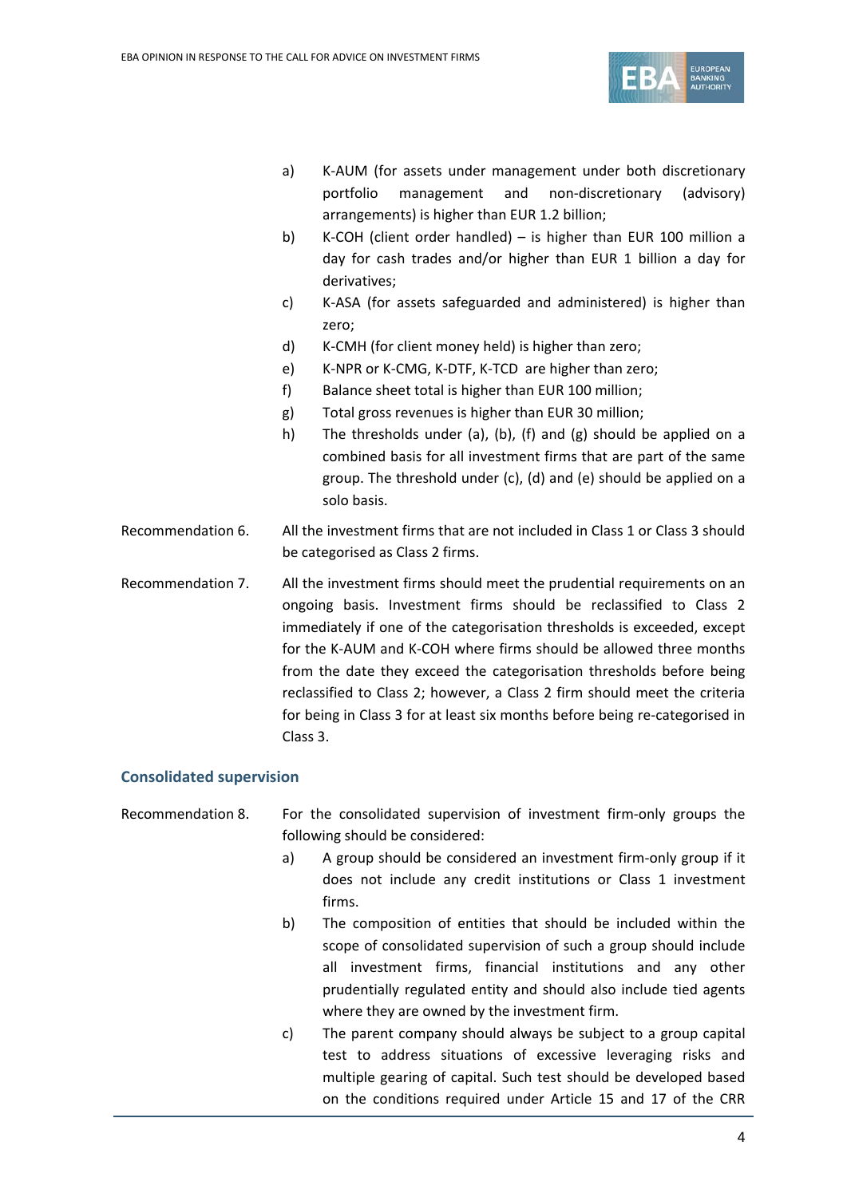a) K-AUM (for assets under management under both discretionary portfolio management and non-discretionary (advisory) arrangements) is higher than EUR 1.2 billion;
b) K-COH (client order handled) – is higher than EUR 100 million a day for cash trades and/or higher than EUR 1 billion a day for derivatives;
c) K-ASA (for assets safeguarded and administered) is higher than zero;
d) K-CMH (for client money held) is higher than zero;
e) K-NPR or K-CMG, K-DTF, K-TCD are higher than zero;
f) Balance sheet total is higher than EUR 100 million;
g) Total gross revenues is higher than EUR 30 million;
h) The thresholds under (a), (b), (f) and (g) should be applied on a combined basis for all investment firms that are part of the same group. The threshold under (c), (d) and (e) should be applied on a solo basis.

Recommendation 6. All the investment firms that are not included in Class 1 or Class 3 should be categorised as Class 2 firms.

Recommendation 7. All the investment firms should meet the prudential requirements on an ongoing basis. Investment firms should be reclassified to Class 2 immediately if one of the categorisation thresholds is exceeded, except for the K-AUM and K-COH where firms should be allowed three months from the date they exceed the categorisation thresholds before being reclassified to Class 2; however, a Class 2 firm should meet the criteria for being in Class 3 for at least six months before being re-categorised in Class 3.

### Consolidated supervision

Recommendation 8. For the consolidated supervision of investment firm-only groups the following should be considered:

a) A group should be considered an investment firm-only group if it does not include any credit institutions or Class 1 investment firms.
b) The composition of entities that should be included within the scope of consolidated supervision of such a group should include all investment firms, financial institutions and any other prudentially regulated entity and should also include tied agents where they are owned by the investment firm.
c) The parent company should always be subject to a group capital test to address situations of excessive leveraging risks and multiple gearing of capital. Such test should be developed based on the conditions required under Article 15 and 17 of the CRR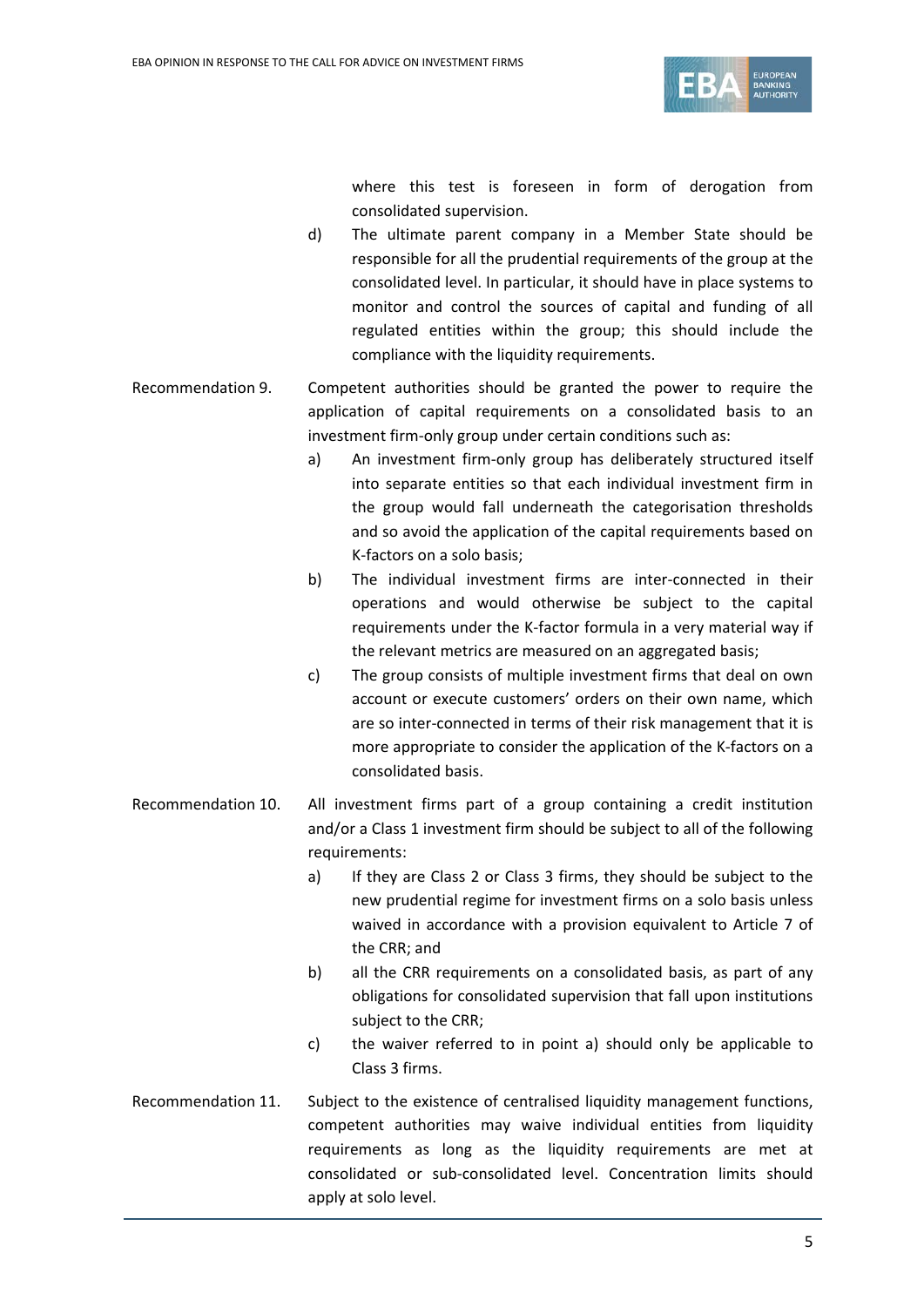where this test is foreseen in form of derogation from consolidated supervision.

d) The ultimate parent company in a Member State should be responsible for all the prudential requirements of the group at the consolidated level. In particular, it should have in place systems to monitor and control the sources of capital and funding of all regulated entities within the group; this should include the compliance with the liquidity requirements.

Recommendation 9. Competent authorities should be granted the power to require the application of capital requirements on a consolidated basis to an investment firm-only group under certain conditions such as:

a) An investment firm-only group has deliberately structured itself into separate entities so that each individual investment firm in the group would fall underneath the categorisation thresholds and so avoid the application of the capital requirements based on K-factors on a solo basis;

b) The individual investment firms are inter-connected in their operations and would otherwise be subject to the capital requirements under the K-factor formula in a very material way if the relevant metrics are measured on an aggregated basis;

c) The group consists of multiple investment firms that deal on own account or execute customers' orders on their own name, which are so inter-connected in terms of their risk management that it is more appropriate to consider the application of the K-factors on a consolidated basis.

Recommendation 10. All investment firms part of a group containing a credit institution and/or a Class 1 investment firm should be subject to all of the following requirements:

a) If they are Class 2 or Class 3 firms, they should be subject to the new prudential regime for investment firms on a solo basis unless waived in accordance with a provision equivalent to Article 7 of the CRR; and

b) all the CRR requirements on a consolidated basis, as part of any obligations for consolidated supervision that fall upon institutions subject to the CRR;

c) the waiver referred to in point a) should only be applicable to Class 3 firms.

Recommendation 11. Subject to the existence of centralised liquidity management functions, competent authorities may waive individual entities from liquidity requirements as long as the liquidity requirements are met at consolidated or sub-consolidated level. Concentration limits should apply at solo level.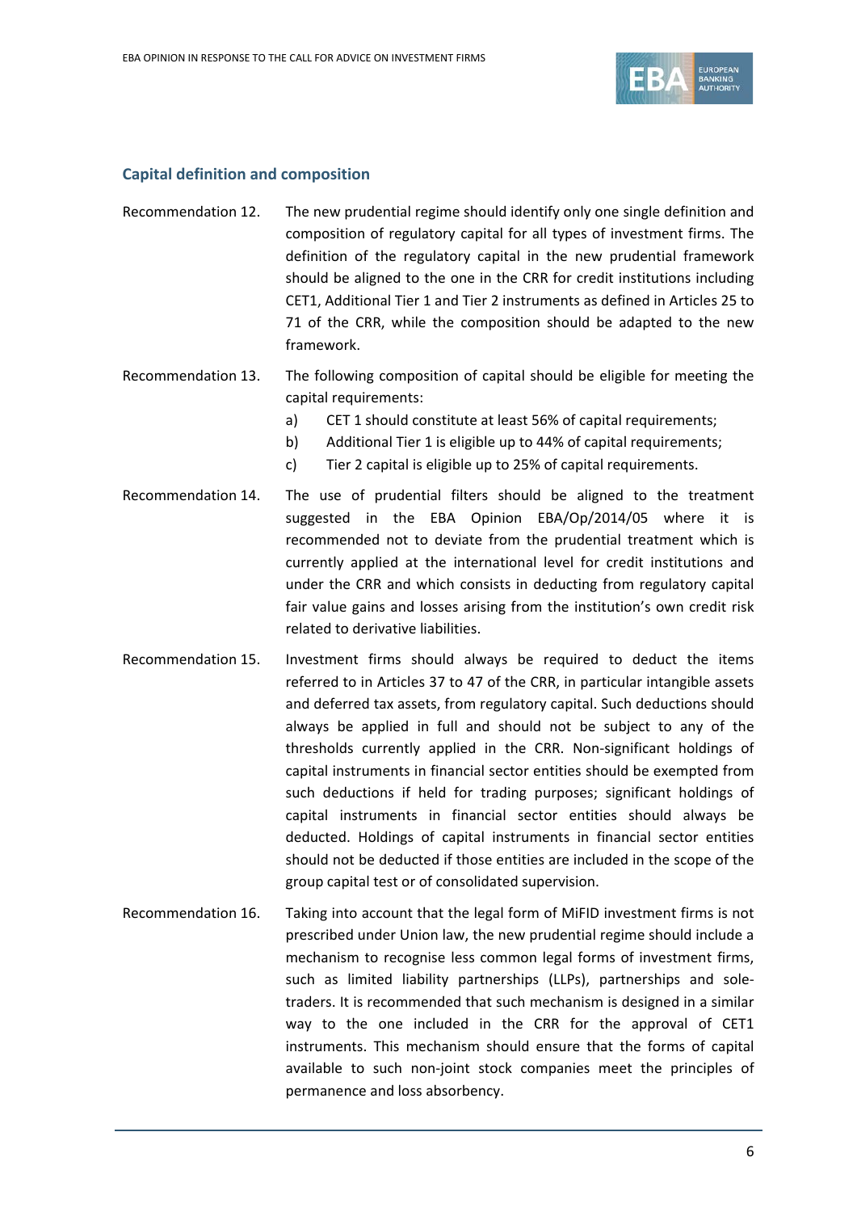### Capital definition and composition

**Recommendation 12.** The new prudential regime should identify only one single definition and composition of regulatory capital for all types of investment firms. The definition of the regulatory capital in the new prudential framework should be aligned to the one in the CRR for credit institutions including CET1, Additional Tier 1 and Tier 2 instruments as defined in Articles 25 to 71 of the CRR, while the composition should be adapted to the new framework.

**Recommendation 13.** The following composition of capital should be eligible for meeting the capital requirements:

a) CET 1 should constitute at least 56% of capital requirements;
b) Additional Tier 1 is eligible up to 44% of capital requirements;
c) Tier 2 capital is eligible up to 25% of capital requirements.

**Recommendation 14.** The use of prudential filters should be aligned to the treatment suggested in the EBA Opinion EBA/Op/2014/05 where it is recommended not to deviate from the prudential treatment which is currently applied at the international level for credit institutions and under the CRR and which consists in deducting from regulatory capital fair value gains and losses arising from the institution's own credit risk related to derivative liabilities.

**Recommendation 15.** Investment firms should always be required to deduct the items referred to in Articles 37 to 47 of the CRR, in particular intangible assets and deferred tax assets, from regulatory capital. Such deductions should always be applied in full and should not be subject to any of the thresholds currently applied in the CRR. Non-significant holdings of capital instruments in financial sector entities should be exempted from such deductions if held for trading purposes; significant holdings of capital instruments in financial sector entities should always be deducted. Holdings of capital instruments in financial sector entities should not be deducted if those entities are included in the scope of the group capital test or of consolidated supervision.

**Recommendation 16.** Taking into account that the legal form of MiFID investment firms is not prescribed under Union law, the new prudential regime should include a mechanism to recognise less common legal forms of investment firms, such as limited liability partnerships (LLPs), partnerships and sole-traders. It is recommended that such mechanism is designed in a similar way to the one included in the CRR for the approval of CET1 instruments. This mechanism should ensure that the forms of capital available to such non-joint stock companies meet the principles of permanence and loss absorbency.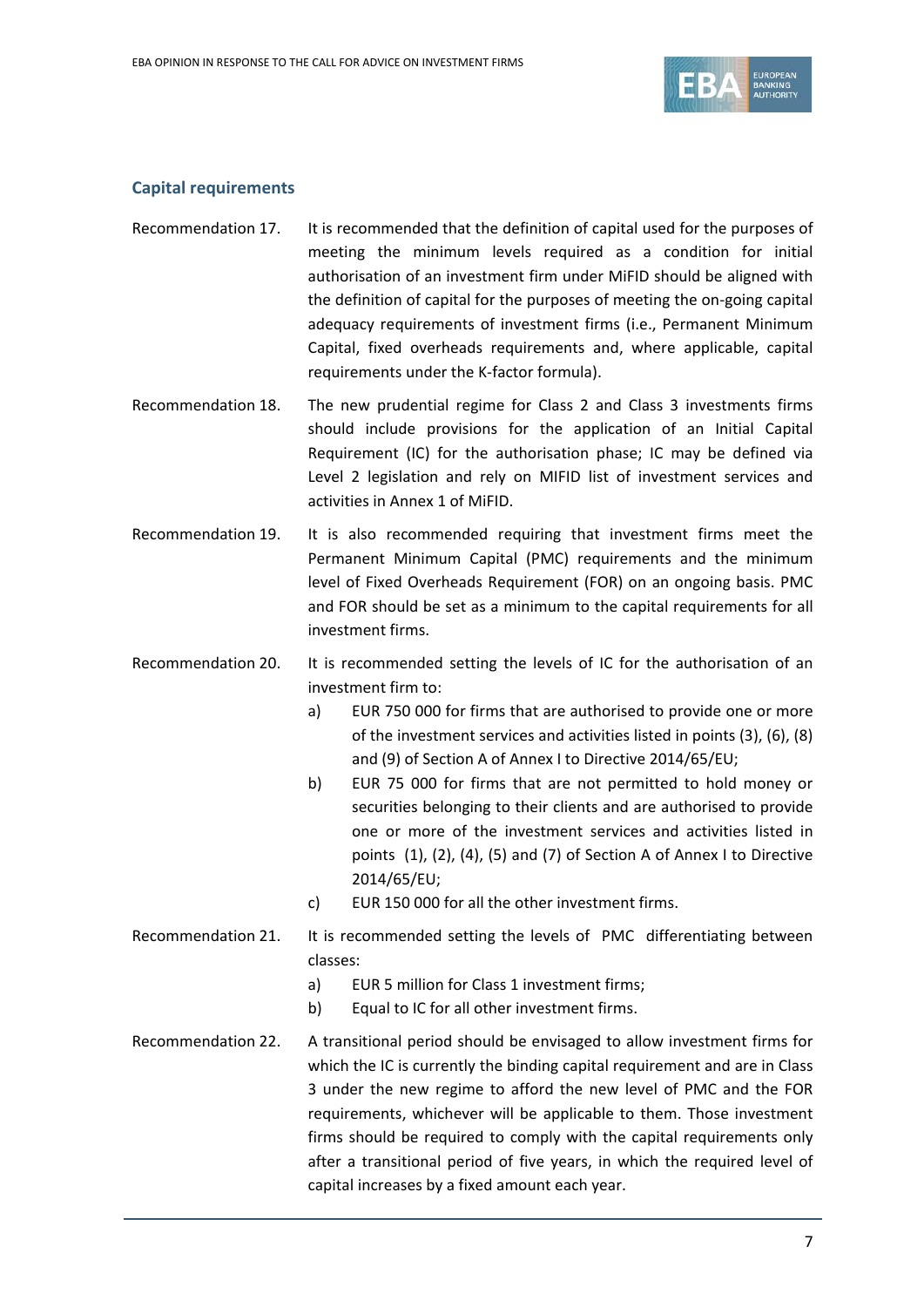## Capital requirements

**Recommendation 17.** It is recommended that the definition of capital used for the purposes of meeting the minimum levels required as a condition for initial authorisation of an investment firm under MiFID should be aligned with the definition of capital for the purposes of meeting the on-going capital adequacy requirements of investment firms (i.e., Permanent Minimum Capital, fixed overheads requirements and, where applicable, capital requirements under the K-factor formula).

**Recommendation 18.** The new prudential regime for Class 2 and Class 3 investments firms should include provisions for the application of an Initial Capital Requirement (IC) for the authorisation phase; IC may be defined via Level 2 legislation and rely on MIFID list of investment services and activities in Annex 1 of MiFID.

**Recommendation 19.** It is also recommended requiring that investment firms meet the Permanent Minimum Capital (PMC) requirements and the minimum level of Fixed Overheads Requirement (FOR) on an ongoing basis. PMC and FOR should be set as a minimum to the capital requirements for all investment firms.

**Recommendation 20.** It is recommended setting the levels of IC for the authorisation of an investment firm to:

a) EUR 750 000 for firms that are authorised to provide one or more of the investment services and activities listed in points (3), (6), (8) and (9) of Section A of Annex I to Directive 2014/65/EU;

b) EUR 75 000 for firms that are not permitted to hold money or securities belonging to their clients and are authorised to provide one or more of the investment services and activities listed in points (1), (2), (4), (5) and (7) of Section A of Annex I to Directive 2014/65/EU;

c) EUR 150 000 for all the other investment firms.

**Recommendation 21.** It is recommended setting the levels of PMC differentiating between classes:

a) EUR 5 million for Class 1 investment firms;

b) Equal to IC for all other investment firms.

**Recommendation 22.** A transitional period should be envisaged to allow investment firms for which the IC is currently the binding capital requirement and are in Class 3 under the new regime to afford the new level of PMC and the FOR requirements, whichever will be applicable to them. Those investment firms should be required to comply with the capital requirements only after a transitional period of five years, in which the required level of capital increases by a fixed amount each year.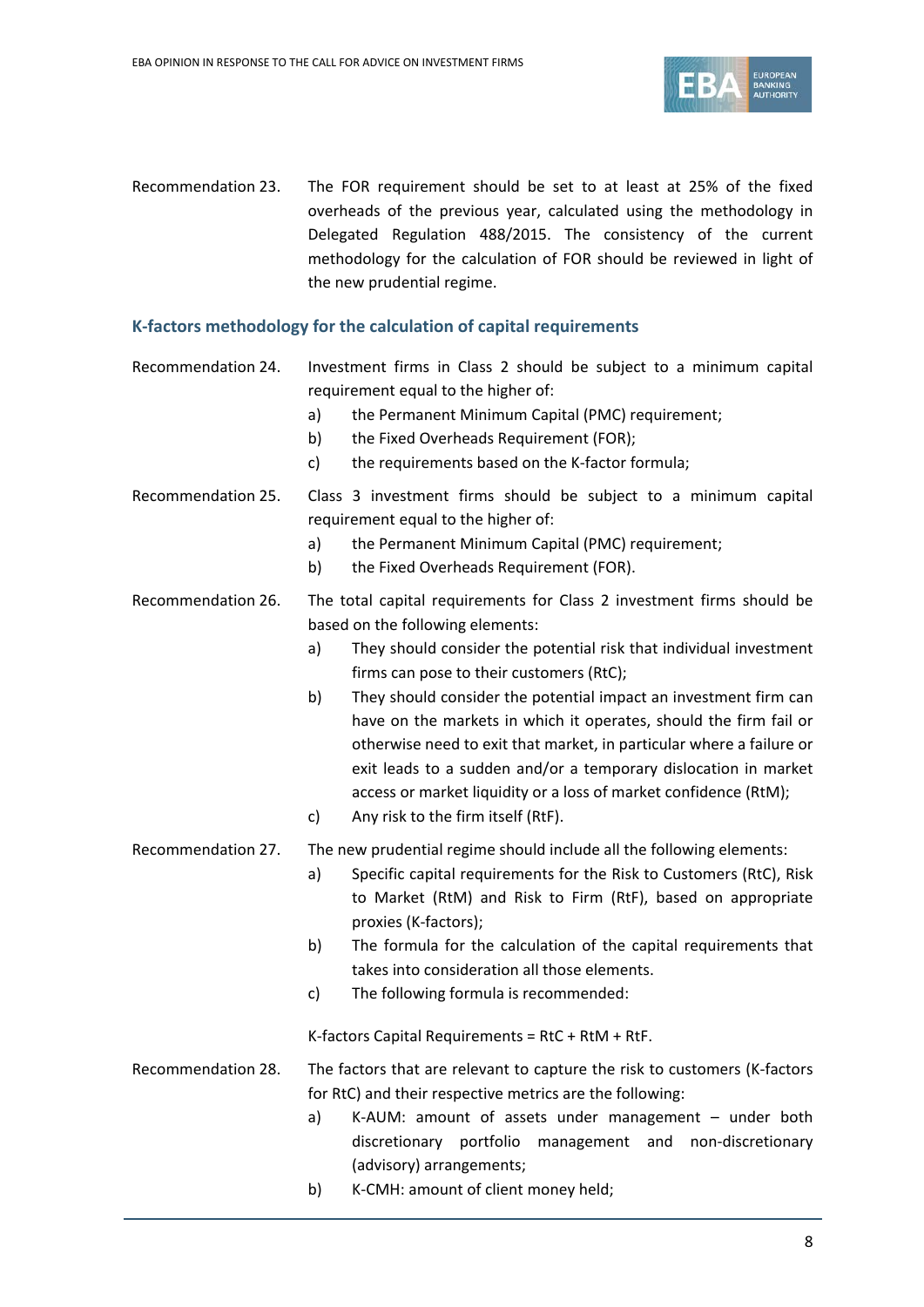Recommendation 23. The FOR requirement should be set to at least at 25% of the fixed overheads of the previous year, calculated using the methodology in Delegated Regulation 488/2015. The consistency of the current methodology for the calculation of FOR should be reviewed in light of the new prudential regime.

## K-factors methodology for the calculation of capital requirements

Recommendation 24. Investment firms in Class 2 should be subject to a minimum capital requirement equal to the higher of:

- a) the Permanent Minimum Capital (PMC) requirement;
- b) the Fixed Overheads Requirement (FOR);
- c) the requirements based on the K-factor formula;

Recommendation 25. Class 3 investment firms should be subject to a minimum capital requirement equal to the higher of:

- a) the Permanent Minimum Capital (PMC) requirement;
- b) the Fixed Overheads Requirement (FOR).

Recommendation 26. The total capital requirements for Class 2 investment firms should be based on the following elements:

- a) They should consider the potential risk that individual investment firms can pose to their customers (RtC);
- b) They should consider the potential impact an investment firm can have on the markets in which it operates, should the firm fail or otherwise need to exit that market, in particular where a failure or exit leads to a sudden and/or a temporary dislocation in market access or market liquidity or a loss of market confidence (RtM);
- c) Any risk to the firm itself (RtF).

Recommendation 27. The new prudential regime should include all the following elements:

- a) Specific capital requirements for the Risk to Customers (RtC), Risk to Market (RtM) and Risk to Firm (RtF), based on appropriate proxies (K-factors);
- b) The formula for the calculation of the capital requirements that takes into consideration all those elements.
- c) The following formula is recommended:

K-factors Capital Requirements = RtC + RtM + RtF.

Recommendation 28. The factors that are relevant to capture the risk to customers (K-factors for RtC) and their respective metrics are the following:

- a) K-AUM: amount of assets under management – under both discretionary portfolio management and non-discretionary (advisory) arrangements;
- b) K-CMH: amount of client money held;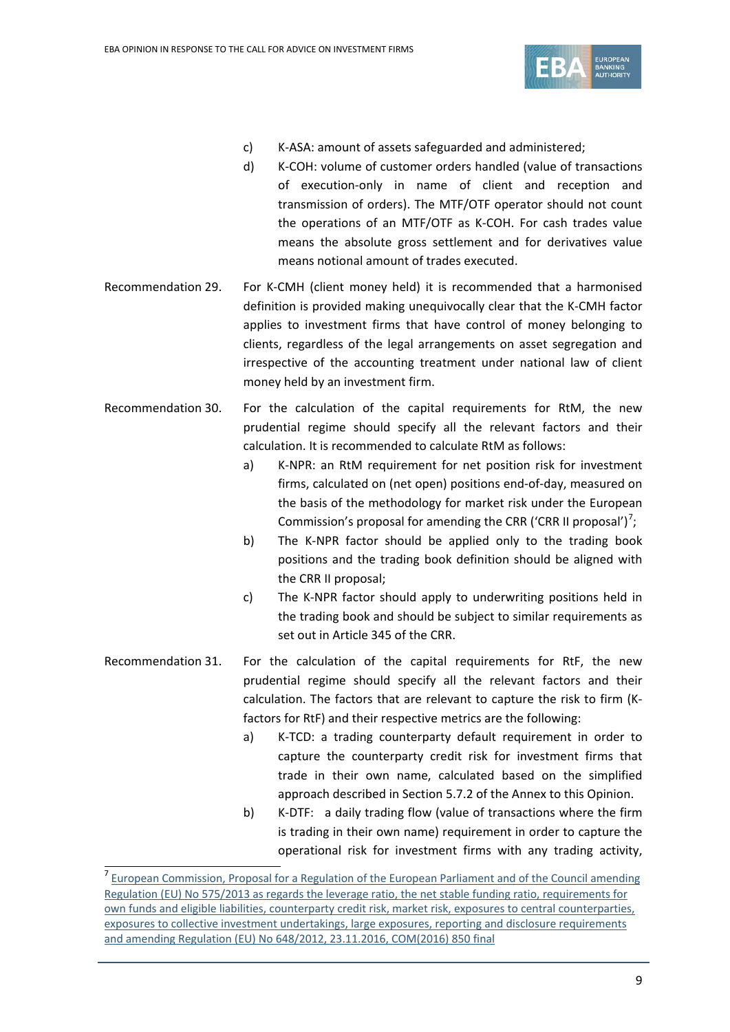c) K-ASA: amount of assets safeguarded and administered;

d) K-COH: volume of customer orders handled (value of transactions of execution-only in name of client and reception and transmission of orders). The MTF/OTF operator should not count the operations of an MTF/OTF as K-COH. For cash trades value means the absolute gross settlement and for derivatives value means notional amount of trades executed.

Recommendation 29. For K-CMH (client money held) it is recommended that a harmonised definition is provided making unequivocally clear that the K-CMH factor applies to investment firms that have control of money belonging to clients, regardless of the legal arrangements on asset segregation and irrespective of the accounting treatment under national law of client money held by an investment firm.

Recommendation 30. For the calculation of the capital requirements for RtM, the new prudential regime should specify all the relevant factors and their calculation. It is recommended to calculate RtM as follows:

a) K-NPR: an RtM requirement for net position risk for investment firms, calculated on (net open) positions end-of-day, measured on the basis of the methodology for market risk under the European Commission's proposal for amending the CRR ('CRR II proposal')[7];

b) The K-NPR factor should be applied only to the trading book positions and the trading book definition should be aligned with the CRR II proposal;

c) The K-NPR factor should apply to underwriting positions held in the trading book and should be subject to similar requirements as set out in Article 345 of the CRR.

Recommendation 31. For the calculation of the capital requirements for RtF, the new prudential regime should specify all the relevant factors and their calculation. The factors that are relevant to capture the risk to firm (K-factors for RtF) and their respective metrics are the following:

a) K-TCD: a trading counterparty default requirement in order to capture the counterparty credit risk for investment firms that trade in their own name, calculated based on the simplified approach described in Section 5.7.2 of the Annex to this Opinion.

b) K-DTF: a daily trading flow (value of transactions where the firm is trading in their own name) requirement in order to capture the operational risk for investment firms with any trading activity,

[7] European Commission, Proposal for a Regulation of the European Parliament and of the Council amending Regulation (EU) No 575/2013 as regards the leverage ratio, the net stable funding ratio, requirements for own funds and eligible liabilities, counterparty credit risk, market risk, exposures to central counterparties, exposures to collective investment undertakings, large exposures, reporting and disclosure requirements and amending Regulation (EU) No 648/2012, 23.11.2016, COM(2016) 850 final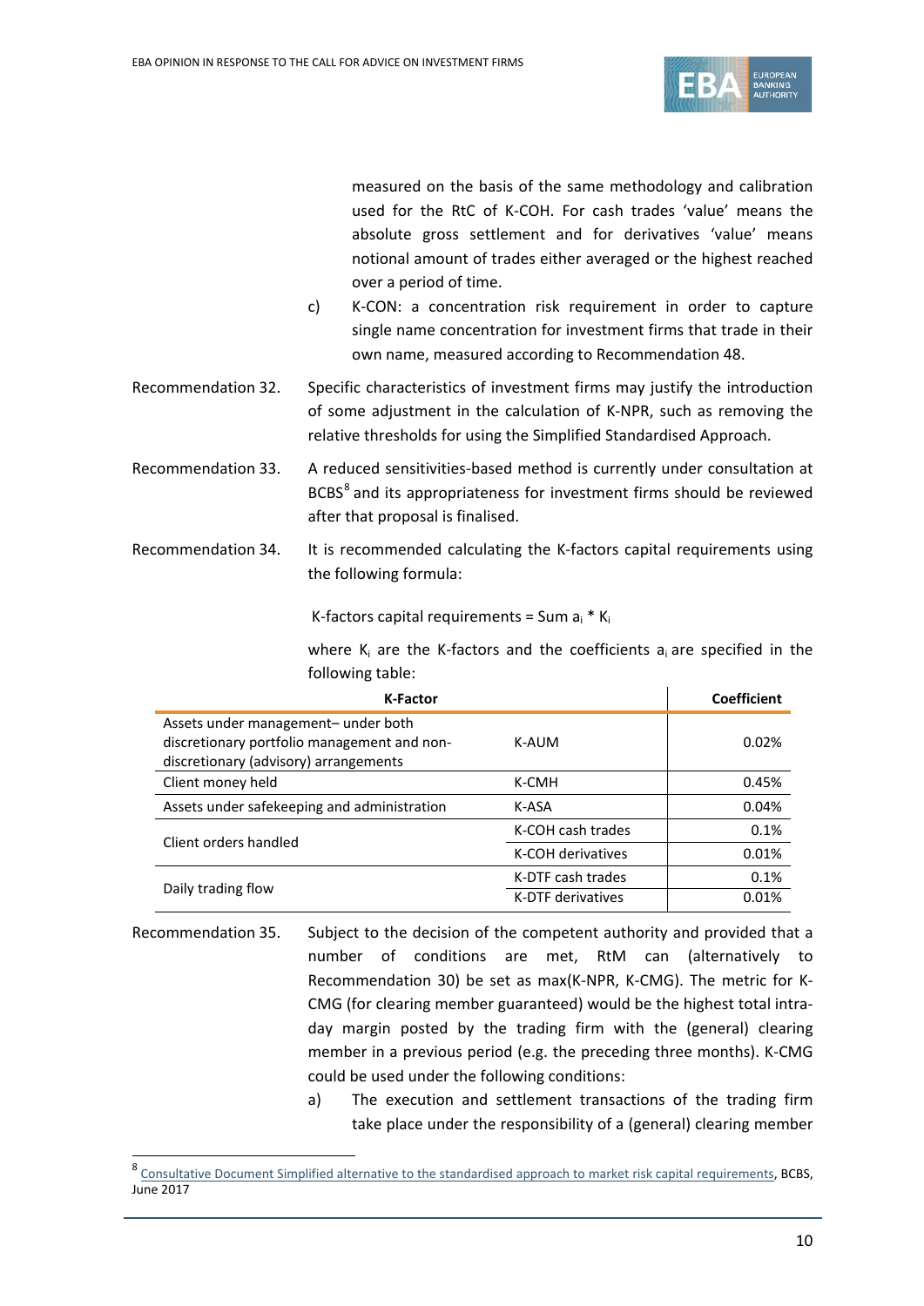measured on the basis of the same methodology and calibration used for the RtC of K-COH. For cash trades 'value' means the absolute gross settlement and for derivatives 'value' means notional amount of trades either averaged or the highest reached over a period of time.

c) K-CON: a concentration risk requirement in order to capture single name concentration for investment firms that trade in their own name, measured according to Recommendation 48.

Recommendation 32. Specific characteristics of investment firms may justify the introduction of some adjustment in the calculation of K-NPR, such as removing the relative thresholds for using the Simplified Standardised Approach.

Recommendation 33. A reduced sensitivities-based method is currently under consultation at BCBS[8] and its appropriateness for investment firms should be reviewed after that proposal is finalised.

Recommendation 34. It is recommended calculating the K-factors capital requirements using the following formula:

K-factors capital requirements = Sum $a_i * K_i$

where $K_i$ are the K-factors and the coefficients $a_i$ are specified in the following table:

| K-Factor | | Coefficient |
|---|---|---|
| Assets under management– under both discretionary portfolio management and non-discretionary (advisory) arrangements | K-AUM | 0.02% |
| Client money held | K-CMH | 0.45% |
| Assets under safekeeping and administration | K-ASA | 0.04% |
| Client orders handled | K-COH cash trades | 0.1% |
| | K-COH derivatives | 0.01% |
| Daily trading flow | K-DTF cash trades | 0.1% |
| | K-DTF derivatives | 0.01% |

Recommendation 35. Subject to the decision of the competent authority and provided that a number of conditions are met, RtM can (alternatively to Recommendation 30) be set as max(K-NPR, K-CMG). The metric for K-CMG (for clearing member guaranteed) would be the highest total intra-day margin posted by the trading firm with the (general) clearing member in a previous period (e.g. the preceding three months). K-CMG could be used under the following conditions:

a) The execution and settlement transactions of the trading firm take place under the responsibility of a (general) clearing member

[8] Consultative Document Simplified alternative to the standardised approach to market risk capital requirements, BCBS, June 2017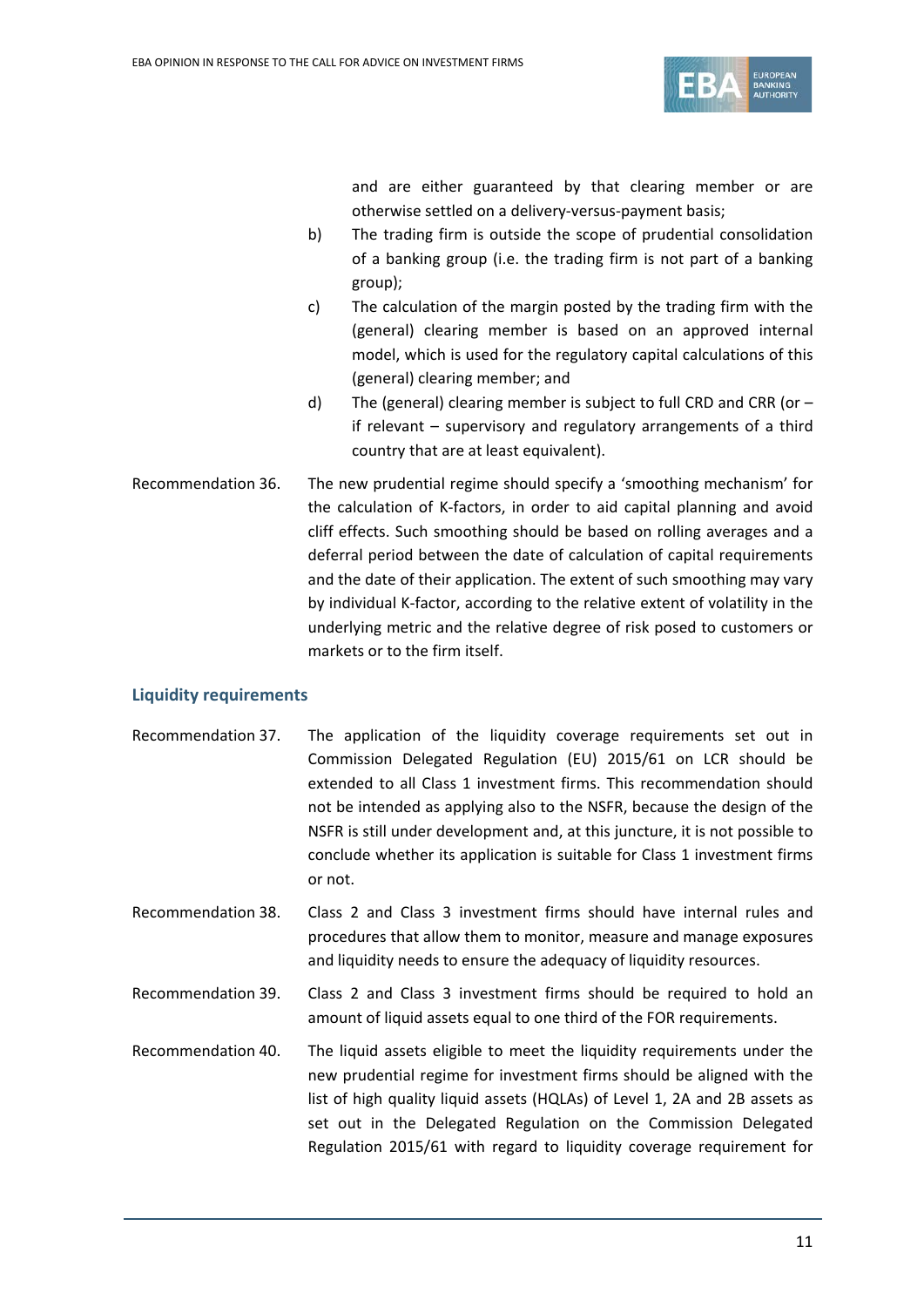and are either guaranteed by that clearing member or are otherwise settled on a delivery-versus-payment basis;

b) The trading firm is outside the scope of prudential consolidation of a banking group (i.e. the trading firm is not part of a banking group);

c) The calculation of the margin posted by the trading firm with the (general) clearing member is based on an approved internal model, which is used for the regulatory capital calculations of this (general) clearing member; and

d) The (general) clearing member is subject to full CRD and CRR (or – if relevant – supervisory and regulatory arrangements of a third country that are at least equivalent).

Recommendation 36. The new prudential regime should specify a 'smoothing mechanism' for the calculation of K-factors, in order to aid capital planning and avoid cliff effects. Such smoothing should be based on rolling averages and a deferral period between the date of calculation of capital requirements and the date of their application. The extent of such smoothing may vary by individual K-factor, according to the relative extent of volatility in the underlying metric and the relative degree of risk posed to customers or markets or to the firm itself.

### Liquidity requirements

Recommendation 37. The application of the liquidity coverage requirements set out in Commission Delegated Regulation (EU) 2015/61 on LCR should be extended to all Class 1 investment firms. This recommendation should not be intended as applying also to the NSFR, because the design of the NSFR is still under development and, at this juncture, it is not possible to conclude whether its application is suitable for Class 1 investment firms or not.

Recommendation 38. Class 2 and Class 3 investment firms should have internal rules and procedures that allow them to monitor, measure and manage exposures and liquidity needs to ensure the adequacy of liquidity resources.

Recommendation 39. Class 2 and Class 3 investment firms should be required to hold an amount of liquid assets equal to one third of the FOR requirements.

Recommendation 40. The liquid assets eligible to meet the liquidity requirements under the new prudential regime for investment firms should be aligned with the list of high quality liquid assets (HQLAs) of Level 1, 2A and 2B assets as set out in the Delegated Regulation on the Commission Delegated Regulation 2015/61 with regard to liquidity coverage requirement for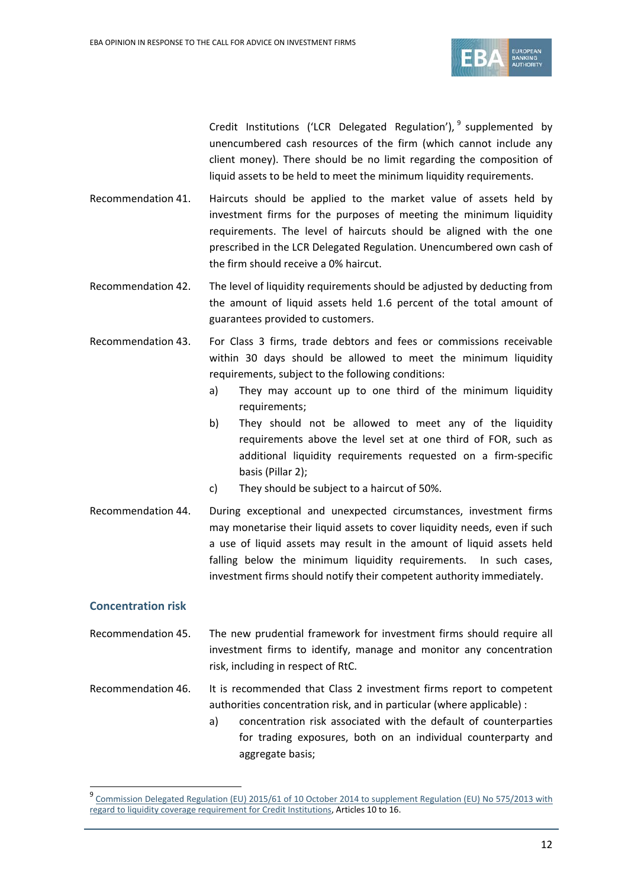Credit Institutions ('LCR Delegated Regulation'),[9] supplemented by unencumbered cash resources of the firm (which cannot include any client money). There should be no limit regarding the composition of liquid assets to be held to meet the minimum liquidity requirements.

Recommendation 41. Haircuts should be applied to the market value of assets held by investment firms for the purposes of meeting the minimum liquidity requirements. The level of haircuts should be aligned with the one prescribed in the LCR Delegated Regulation. Unencumbered own cash of the firm should receive a 0% haircut.

Recommendation 42. The level of liquidity requirements should be adjusted by deducting from the amount of liquid assets held 1.6 percent of the total amount of guarantees provided to customers.

Recommendation 43. For Class 3 firms, trade debtors and fees or commissions receivable within 30 days should be allowed to meet the minimum liquidity requirements, subject to the following conditions:

a) They may account up to one third of the minimum liquidity requirements;
b) They should not be allowed to meet any of the liquidity requirements above the level set at one third of FOR, such as additional liquidity requirements requested on a firm-specific basis (Pillar 2);
c) They should be subject to a haircut of 50%.

Recommendation 44. During exceptional and unexpected circumstances, investment firms may monetarise their liquid assets to cover liquidity needs, even if such a use of liquid assets may result in the amount of liquid assets held falling below the minimum liquidity requirements. In such cases, investment firms should notify their competent authority immediately.

## Concentration risk

Recommendation 45. The new prudential framework for investment firms should require all investment firms to identify, manage and monitor any concentration risk, including in respect of RtC.

Recommendation 46. It is recommended that Class 2 investment firms report to competent authorities concentration risk, and in particular (where applicable) :

a) concentration risk associated with the default of counterparties for trading exposures, both on an individual counterparty and aggregate basis;

[9] Commission Delegated Regulation (EU) 2015/61 of 10 October 2014 to supplement Regulation (EU) No 575/2013 with regard to liquidity coverage requirement for Credit Institutions, Articles 10 to 16.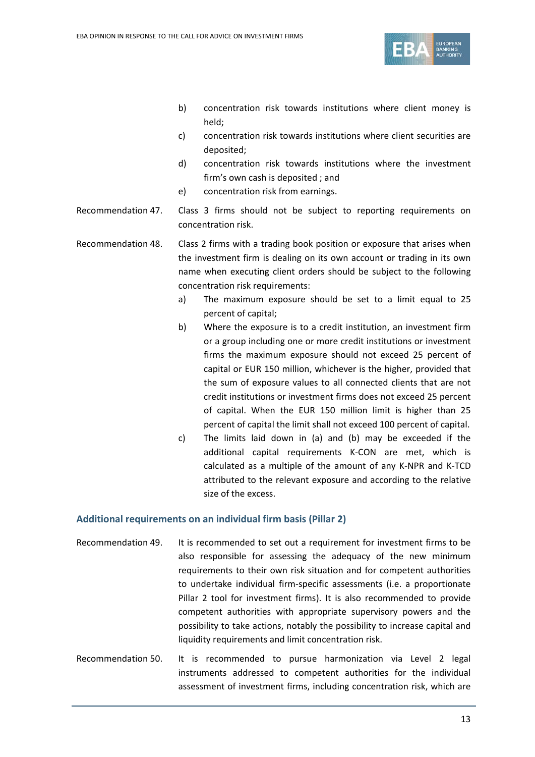b) concentration risk towards institutions where client money is held;

c) concentration risk towards institutions where client securities are deposited;

d) concentration risk towards institutions where the investment firm's own cash is deposited ; and

e) concentration risk from earnings.

Recommendation 47. Class 3 firms should not be subject to reporting requirements on concentration risk.

Recommendation 48. Class 2 firms with a trading book position or exposure that arises when the investment firm is dealing on its own account or trading in its own name when executing client orders should be subject to the following concentration risk requirements:

a) The maximum exposure should be set to a limit equal to 25 percent of capital;

b) Where the exposure is to a credit institution, an investment firm or a group including one or more credit institutions or investment firms the maximum exposure should not exceed 25 percent of capital or EUR 150 million, whichever is the higher, provided that the sum of exposure values to all connected clients that are not credit institutions or investment firms does not exceed 25 percent of capital. When the EUR 150 million limit is higher than 25 percent of capital the limit shall not exceed 100 percent of capital.

c) The limits laid down in (a) and (b) may be exceeded if the additional capital requirements K-CON are met, which is calculated as a multiple of the amount of any K-NPR and K-TCD attributed to the relevant exposure and according to the relative size of the excess.

## Additional requirements on an individual firm basis (Pillar 2)

Recommendation 49. It is recommended to set out a requirement for investment firms to be also responsible for assessing the adequacy of the new minimum requirements to their own risk situation and for competent authorities to undertake individual firm-specific assessments (i.e. a proportionate Pillar 2 tool for investment firms). It is also recommended to provide competent authorities with appropriate supervisory powers and the possibility to take actions, notably the possibility to increase capital and liquidity requirements and limit concentration risk.

Recommendation 50. It is recommended to pursue harmonization via Level 2 legal instruments addressed to competent authorities for the individual assessment of investment firms, including concentration risk, which are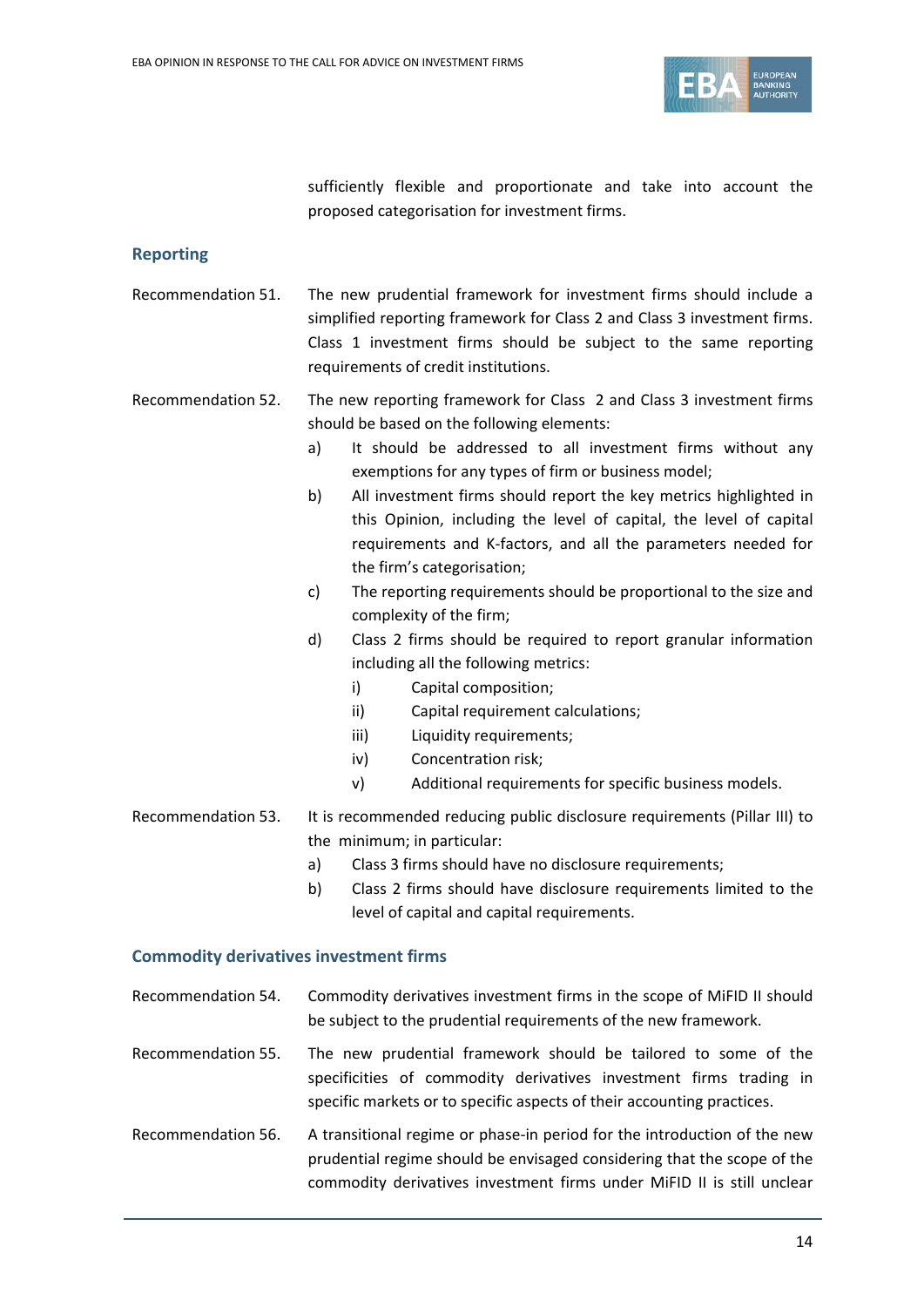sufficiently flexible and proportionate and take into account the proposed categorisation for investment firms.

## Reporting

Recommendation 51. The new prudential framework for investment firms should include a simplified reporting framework for Class 2 and Class 3 investment firms. Class 1 investment firms should be subject to the same reporting requirements of credit institutions.

Recommendation 52. The new reporting framework for Class 2 and Class 3 investment firms should be based on the following elements:

a) It should be addressed to all investment firms without any exemptions for any types of firm or business model;

b) All investment firms should report the key metrics highlighted in this Opinion, including the level of capital, the level of capital requirements and K-factors, and all the parameters needed for the firm's categorisation;

c) The reporting requirements should be proportional to the size and complexity of the firm;

d) Class 2 firms should be required to report granular information including all the following metrics:

  i) Capital composition;

  ii) Capital requirement calculations;

  iii) Liquidity requirements;

  iv) Concentration risk;

  v) Additional requirements for specific business models.

Recommendation 53. It is recommended reducing public disclosure requirements (Pillar III) to the minimum; in particular:

a) Class 3 firms should have no disclosure requirements;

b) Class 2 firms should have disclosure requirements limited to the level of capital and capital requirements.

## Commodity derivatives investment firms

Recommendation 54. Commodity derivatives investment firms in the scope of MiFID II should be subject to the prudential requirements of the new framework.

Recommendation 55. The new prudential framework should be tailored to some of the specificities of commodity derivatives investment firms trading in specific markets or to specific aspects of their accounting practices.

Recommendation 56. A transitional regime or phase-in period for the introduction of the new prudential regime should be envisaged considering that the scope of the commodity derivatives investment firms under MiFID II is still unclear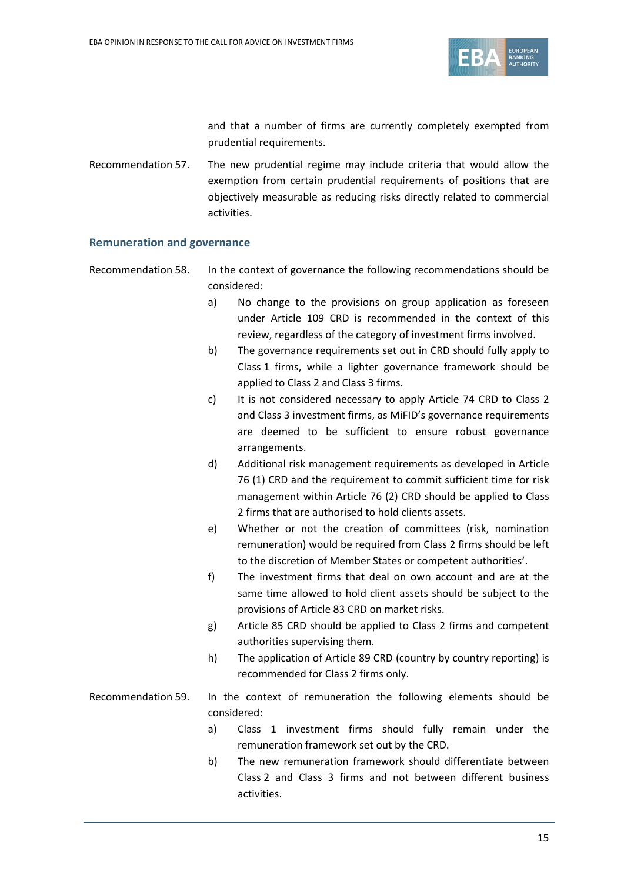and that a number of firms are currently completely exempted from prudential requirements.

Recommendation 57. The new prudential regime may include criteria that would allow the exemption from certain prudential requirements of positions that are objectively measurable as reducing risks directly related to commercial activities.

### Remuneration and governance

Recommendation 58. In the context of governance the following recommendations should be considered:

a) No change to the provisions on group application as foreseen under Article 109 CRD is recommended in the context of this review, regardless of the category of investment firms involved.

b) The governance requirements set out in CRD should fully apply to Class 1 firms, while a lighter governance framework should be applied to Class 2 and Class 3 firms.

c) It is not considered necessary to apply Article 74 CRD to Class 2 and Class 3 investment firms, as MiFID's governance requirements are deemed to be sufficient to ensure robust governance arrangements.

d) Additional risk management requirements as developed in Article 76 (1) CRD and the requirement to commit sufficient time for risk management within Article 76 (2) CRD should be applied to Class 2 firms that are authorised to hold clients assets.

e) Whether or not the creation of committees (risk, nomination remuneration) would be required from Class 2 firms should be left to the discretion of Member States or competent authorities'.

f) The investment firms that deal on own account and are at the same time allowed to hold client assets should be subject to the provisions of Article 83 CRD on market risks.

g) Article 85 CRD should be applied to Class 2 firms and competent authorities supervising them.

h) The application of Article 89 CRD (country by country reporting) is recommended for Class 2 firms only.

Recommendation 59. In the context of remuneration the following elements should be considered:

a) Class 1 investment firms should fully remain under the remuneration framework set out by the CRD.

b) The new remuneration framework should differentiate between Class 2 and Class 3 firms and not between different business activities.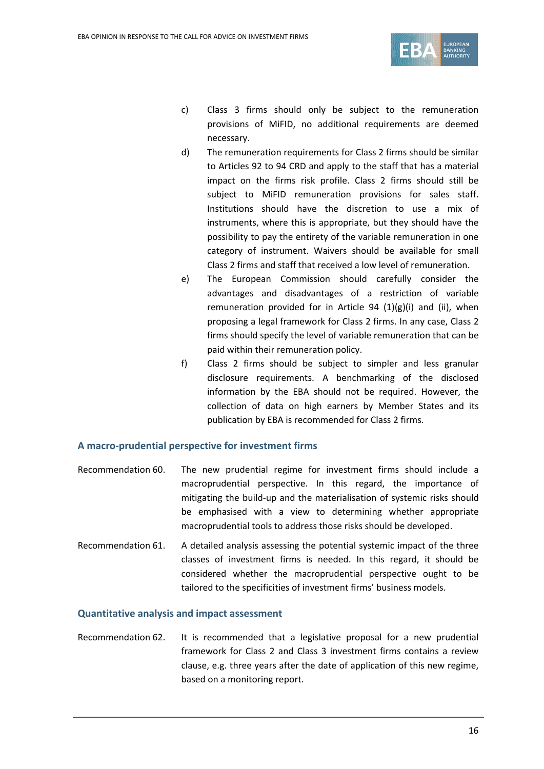c) Class 3 firms should only be subject to the remuneration provisions of MiFID, no additional requirements are deemed necessary.

d) The remuneration requirements for Class 2 firms should be similar to Articles 92 to 94 CRD and apply to the staff that has a material impact on the firms risk profile. Class 2 firms should still be subject to MiFID remuneration provisions for sales staff. Institutions should have the discretion to use a mix of instruments, where this is appropriate, but they should have the possibility to pay the entirety of the variable remuneration in one category of instrument. Waivers should be available for small Class 2 firms and staff that received a low level of remuneration.

e) The European Commission should carefully consider the advantages and disadvantages of a restriction of variable remuneration provided for in Article 94 (1)(g)(i) and (ii), when proposing a legal framework for Class 2 firms. In any case, Class 2 firms should specify the level of variable remuneration that can be paid within their remuneration policy.

f) Class 2 firms should be subject to simpler and less granular disclosure requirements. A benchmarking of the disclosed information by the EBA should not be required. However, the collection of data on high earners by Member States and its publication by EBA is recommended for Class 2 firms.

### A macro-prudential perspective for investment firms

Recommendation 60. The new prudential regime for investment firms should include a macroprudential perspective. In this regard, the importance of mitigating the build-up and the materialisation of systemic risks should be emphasised with a view to determining whether appropriate macroprudential tools to address those risks should be developed.

Recommendation 61. A detailed analysis assessing the potential systemic impact of the three classes of investment firms is needed. In this regard, it should be considered whether the macroprudential perspective ought to be tailored to the specificities of investment firms' business models.

### Quantitative analysis and impact assessment

Recommendation 62. It is recommended that a legislative proposal for a new prudential framework for Class 2 and Class 3 investment firms contains a review clause, e.g. three years after the date of application of this new regime, based on a monitoring report.